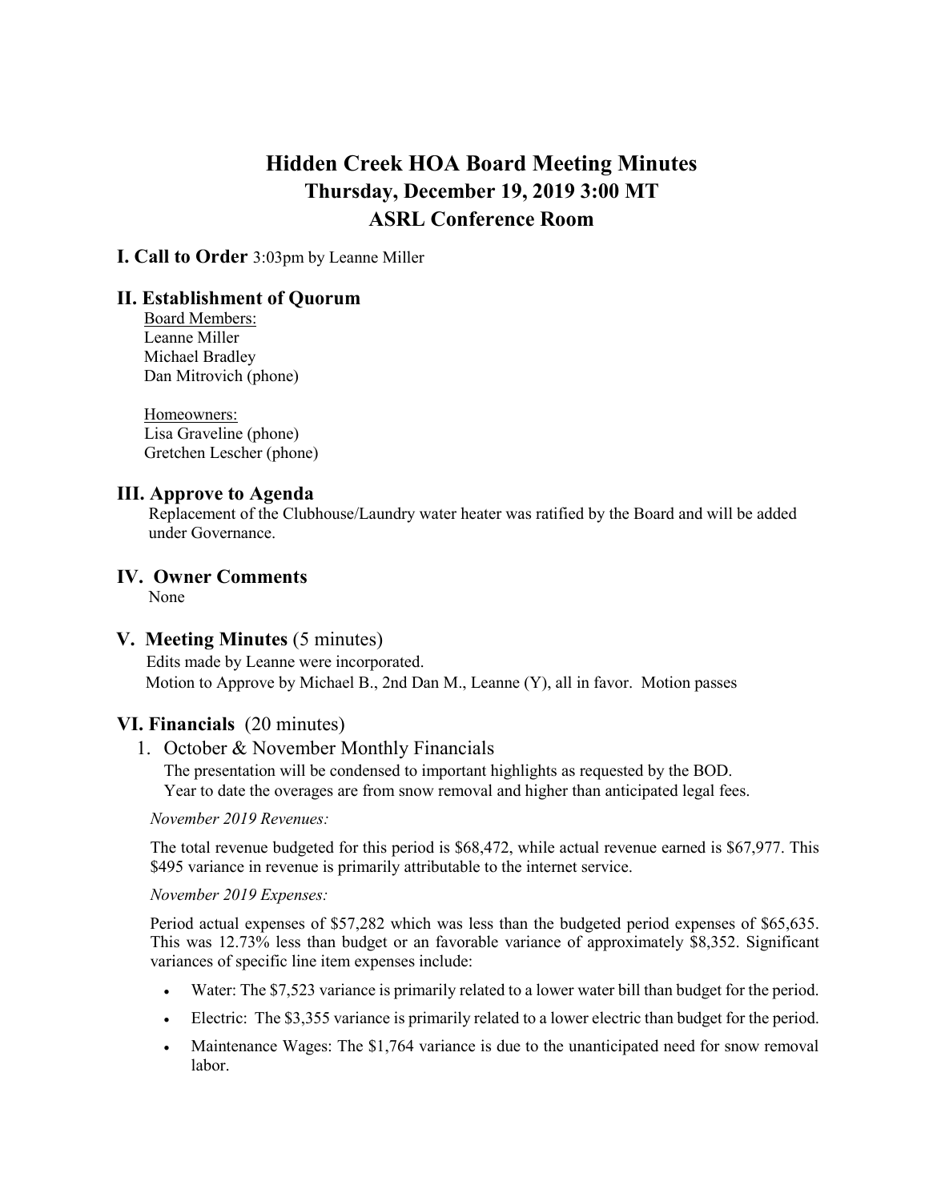# Hidden Creek HOA Board Meeting Minutes

## Thursday, December 19, 2019 3:00 MT

## ASRL Conference Room

**I. Call to Order** 3:03pm by Leanne Miller

## II. Establishment of Quorum

Board Members:
Leanne Miller
Michael Bradley
Dan Mitrovich (phone)

Homeowners:
Lisa Graveline (phone)
Gretchen Lescher (phone)

## III. Approve to Agenda

Replacement of the Clubhouse/Laundry water heater was ratified by the Board and will be added under Governance.

## IV. Owner Comments

None

## V. Meeting Minutes (5 minutes)

Edits made by Leanne were incorporated.
Motion to Approve by Michael B., 2nd Dan M., Leanne (Y), all in favor. Motion passes

## VI. Financials (20 minutes)

1. October & November Monthly Financials

   The presentation will be condensed to important highlights as requested by the BOD.
   Year to date the overages are from snow removal and higher than anticipated legal fees.

*November 2019 Revenues:*

The total revenue budgeted for this period is $68,472, while actual revenue earned is $67,977. This $495 variance in revenue is primarily attributable to the internet service.

*November 2019 Expenses:*

Period actual expenses of $57,282 which was less than the budgeted period expenses of $65,635. This was 12.73% less than budget or an favorable variance of approximately $8,352. Significant variances of specific line item expenses include:

- Water: The $7,523 variance is primarily related to a lower water bill than budget for the period.
- Electric: The $3,355 variance is primarily related to a lower electric than budget for the period.
- Maintenance Wages: The $1,764 variance is due to the unanticipated need for snow removal labor.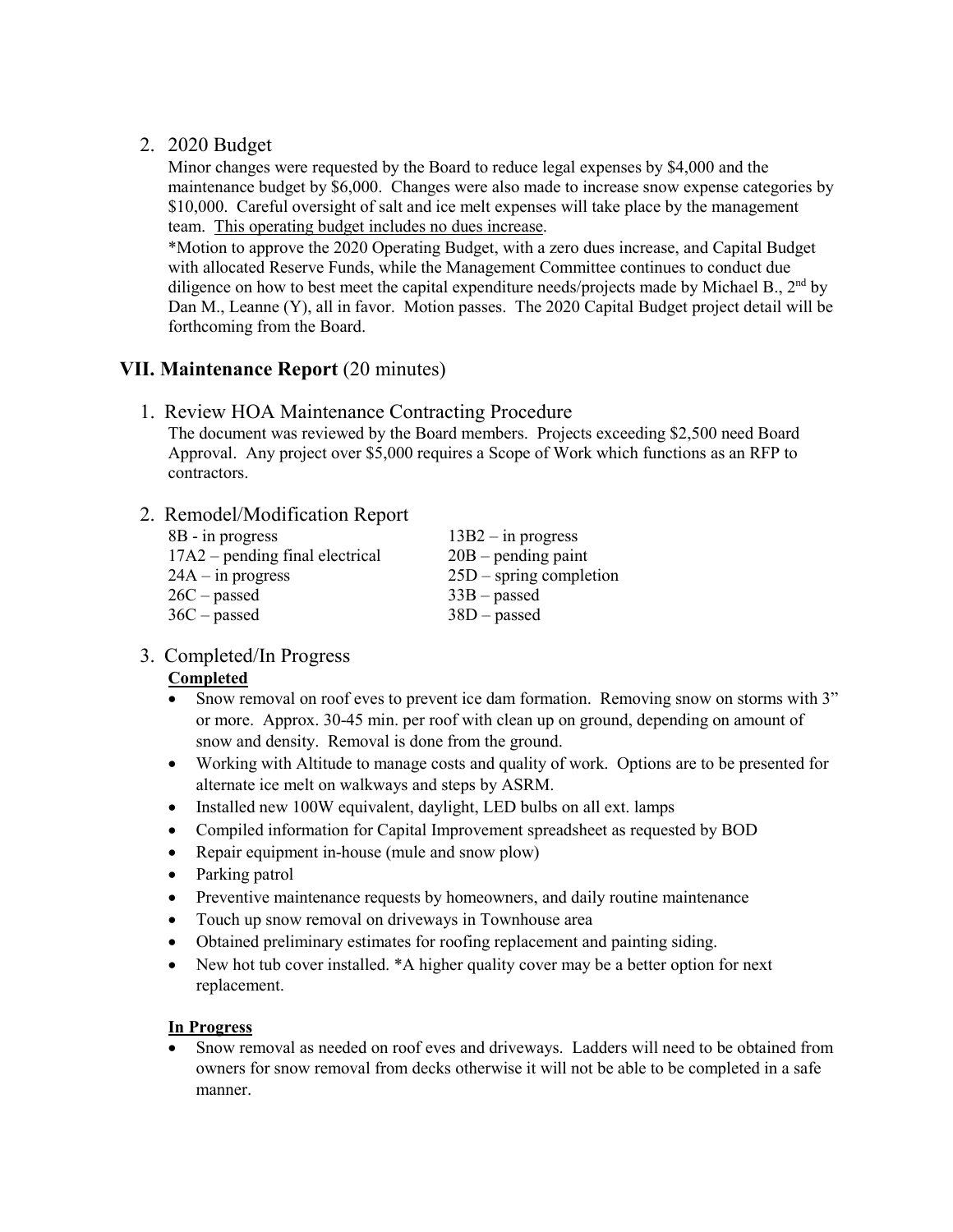2. 2020 Budget

   Minor changes were requested by the Board to reduce legal expenses by $4,000 and the maintenance budget by $6,000. Changes were also made to increase snow expense categories by $10,000. Careful oversight of salt and ice melt expenses will take place by the management team. <u>This operating budget includes no dues increase</u>.

   *Motion to approve the 2020 Operating Budget, with a zero dues increase, and Capital Budget with allocated Reserve Funds, while the Management Committee continues to conduct due diligence on how to best meet the capital expenditure needs/projects made by Michael B., 2nd by Dan M., Leanne (Y), all in favor. Motion passes. The 2020 Capital Budget project detail will be forthcoming from the Board.

## VII. Maintenance Report (20 minutes)

1. Review HOA Maintenance Contracting Procedure

   The document was reviewed by the Board members. Projects exceeding $2,500 need Board Approval. Any project over $5,000 requires a Scope of Work which functions as an RFP to contractors.

2. Remodel/Modification Report

   8B - in progress
   13B2 – in progress
   17A2 – pending final electrical
   20B – pending paint
   24A – in progress
   25D – spring completion
   26C – passed
   33B – passed
   36C – passed
   38D – passed

3. Completed/In Progress

   **<u>Completed</u>**

   - Snow removal on roof eves to prevent ice dam formation. Removing snow on storms with 3" or more. Approx. 30-45 min. per roof with clean up on ground, depending on amount of snow and density. Removal is done from the ground.
   - Working with Altitude to manage costs and quality of work. Options are to be presented for alternate ice melt on walkways and steps by ASRM.
   - Installed new 100W equivalent, daylight, LED bulbs on all ext. lamps
   - Compiled information for Capital Improvement spreadsheet as requested by BOD
   - Repair equipment in-house (mule and snow plow)
   - Parking patrol
   - Preventive maintenance requests by homeowners, and daily routine maintenance
   - Touch up snow removal on driveways in Townhouse area
   - Obtained preliminary estimates for roofing replacement and painting siding.
   - New hot tub cover installed. *A higher quality cover may be a better option for next replacement.

   **<u>In Progress</u>**

   - Snow removal as needed on roof eves and driveways. Ladders will need to be obtained from owners for snow removal from decks otherwise it will not be able to be completed in a safe manner.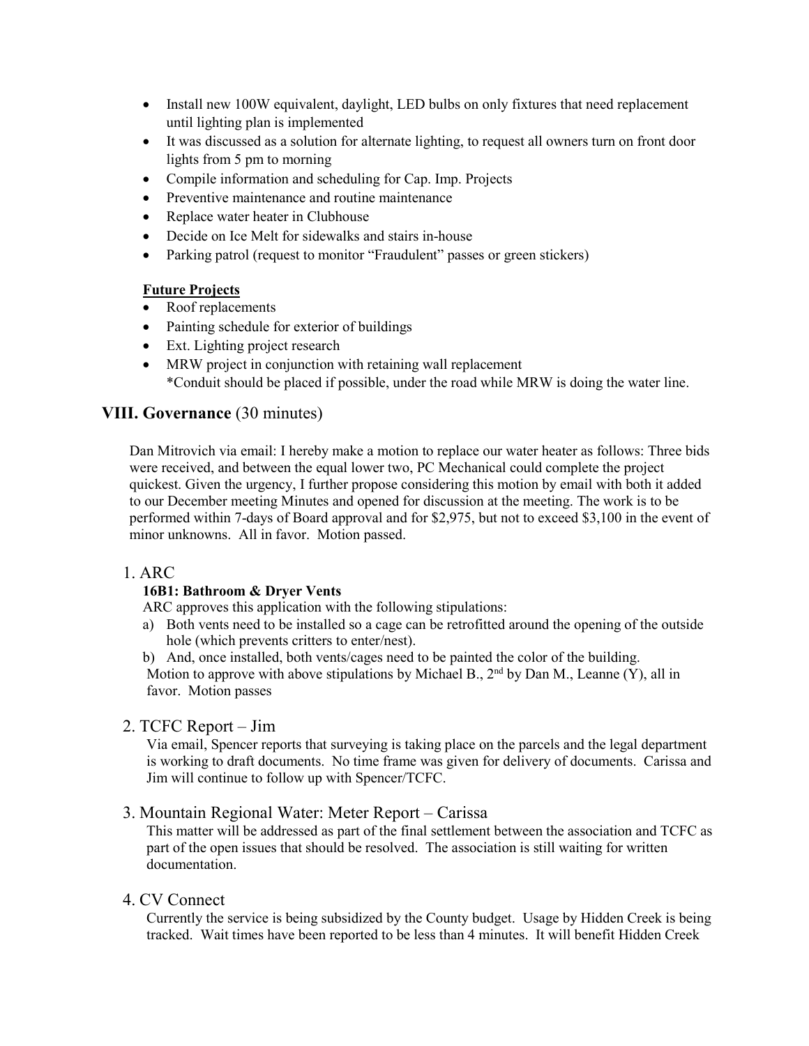- Install new 100W equivalent, daylight, LED bulbs on only fixtures that need replacement until lighting plan is implemented
- It was discussed as a solution for alternate lighting, to request all owners turn on front door lights from 5 pm to morning
- Compile information and scheduling for Cap. Imp. Projects
- Preventive maintenance and routine maintenance
- Replace water heater in Clubhouse
- Decide on Ice Melt for sidewalks and stairs in-house
- Parking patrol (request to monitor "Fraudulent" passes or green stickers)

**Future Projects**

- Roof replacements
- Painting schedule for exterior of buildings
- Ext. Lighting project research
- MRW project in conjunction with retaining wall replacement
  *Conduit should be placed if possible, under the road while MRW is doing the water line.

## VIII. Governance (30 minutes)

Dan Mitrovich via email: I hereby make a motion to replace our water heater as follows: Three bids were received, and between the equal lower two, PC Mechanical could complete the project quickest. Given the urgency, I further propose considering this motion by email with both it added to our December meeting Minutes and opened for discussion at the meeting. The work is to be performed within 7-days of Board approval and for $2,975, but not to exceed $3,100 in the event of minor unknowns. All in favor. Motion passed.

### 1. ARC

**16B1: Bathroom & Dryer Vents**

ARC approves this application with the following stipulations:

a) Both vents need to be installed so a cage can be retrofitted around the opening of the outside hole (which prevents critters to enter/nest).

b) And, once installed, both vents/cages need to be painted the color of the building.

Motion to approve with above stipulations by Michael B., 2nd by Dan M., Leanne (Y), all in favor. Motion passes

### 2. TCFC Report – Jim

Via email, Spencer reports that surveying is taking place on the parcels and the legal department is working to draft documents. No time frame was given for delivery of documents. Carissa and Jim will continue to follow up with Spencer/TCFC.

### 3. Mountain Regional Water: Meter Report – Carissa

This matter will be addressed as part of the final settlement between the association and TCFC as part of the open issues that should be resolved. The association is still waiting for written documentation.

### 4. CV Connect

Currently the service is being subsidized by the County budget. Usage by Hidden Creek is being tracked. Wait times have been reported to be less than 4 minutes. It will benefit Hidden Creek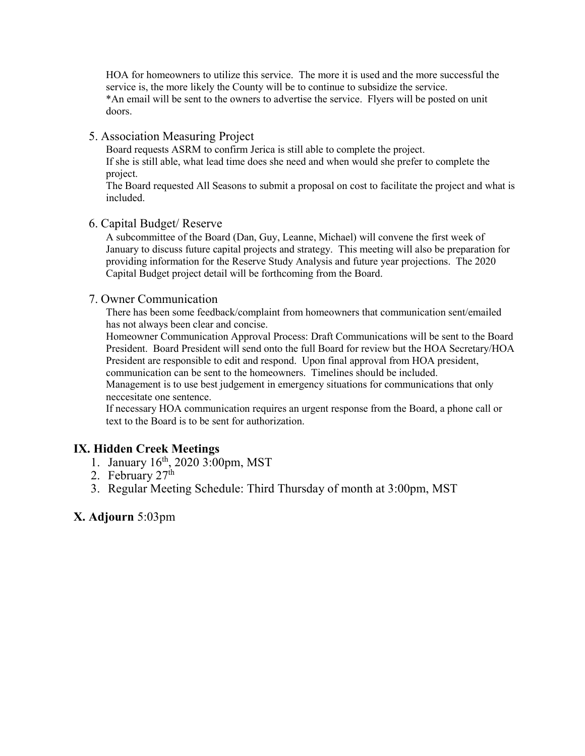HOA for homeowners to utilize this service. The more it is used and the more successful the service is, the more likely the County will be to continue to subsidize the service.
*An email will be sent to the owners to advertise the service. Flyers will be posted on unit doors.

5. Association Measuring Project

Board requests ASRM to confirm Jerica is still able to complete the project.
If she is still able, what lead time does she need and when would she prefer to complete the project.
The Board requested All Seasons to submit a proposal on cost to facilitate the project and what is included.

6. Capital Budget/ Reserve

A subcommittee of the Board (Dan, Guy, Leanne, Michael) will convene the first week of January to discuss future capital projects and strategy. This meeting will also be preparation for providing information for the Reserve Study Analysis and future year projections. The 2020 Capital Budget project detail will be forthcoming from the Board.

7. Owner Communication

There has been some feedback/complaint from homeowners that communication sent/emailed has not always been clear and concise.
Homeowner Communication Approval Process: Draft Communications will be sent to the Board President. Board President will send onto the full Board for review but the HOA Secretary/HOA President are responsible to edit and respond. Upon final approval from HOA president, communication can be sent to the homeowners. Timelines should be included.
Management is to use best judgement in emergency situations for communications that only neccesitate one sentence.
If necessary HOA communication requires an urgent response from the Board, a phone call or text to the Board is to be sent for authorization.

## IX. Hidden Creek Meetings

1. January 16th, 2020 3:00pm, MST
2. February 27th
3. Regular Meeting Schedule: Third Thursday of month at 3:00pm, MST

## X. Adjourn 5:03pm